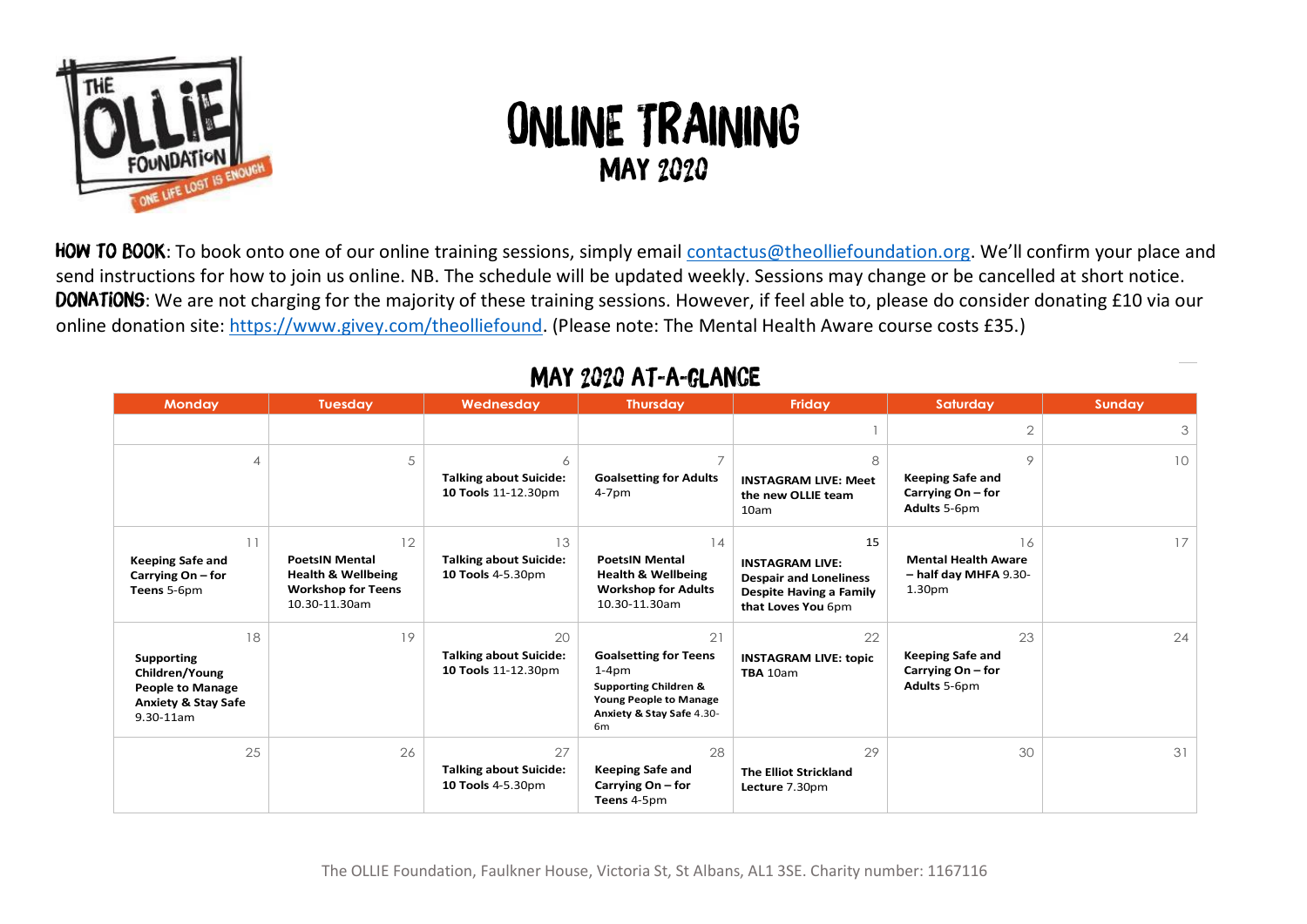# ONLINE TRAINING

## MAY 2020

**HOW TO BOOK**: To book onto one of our online training sessions, simply email contactus@theolliefoundation.org. We'll confirm your place and send instructions for how to join us online. NB. The schedule will be updated weekly. Sessions may change or be cancelled at short notice.
**DONATIONS**: We are not charging for the majority of these training sessions. However, if feel able to, please do consider donating £10 via our online donation site: https://www.givey.com/theolliefound. (Please note: The Mental Health Aware course costs £35.)

## MAY 2020 AT-A-GLANCE

| Monday | Tuesday | Wednesday | Thursday | Friday | Saturday | Sunday |
|---|---|---|---|---|---|---|
| | | | | 1 | 2 | 3 |
| 4 | 5 | 6 **Talking about Suicide: 10 Tools** 11-12.30pm | 7 **Goalsetting for Adults** 4-7pm | 8 **INSTAGRAM LIVE: Meet the new OLLIE team** 10am | 9 **Keeping Safe and Carrying On – for Adults** 5-6pm | 10 |
| 11 **Keeping Safe and Carrying On – for Teens** 5-6pm | 12 **PoetsIN Mental Health & Wellbeing Workshop for Teens** 10.30-11.30am | 13 **Talking about Suicide: 10 Tools** 4-5.30pm | 14 **PoetsIN Mental Health & Wellbeing Workshop for Adults** 10.30-11.30am | 15 **INSTAGRAM LIVE: Despair and Loneliness Despite Having a Family that Loves You** 6pm | 16 **Mental Health Aware – half day MHFA** 9.30-1.30pm | 17 |
| 18 **Supporting Children/Young People to Manage Anxiety & Stay Safe** 9.30-11am | 19 | 20 **Talking about Suicide: 10 Tools** 11-12.30pm | 21 **Goalsetting for Teens** 1-4pm **Supporting Children & Young People to Manage Anxiety & Stay Safe** 4.30-6m | 22 **INSTAGRAM LIVE: topic TBA** 10am | 23 **Keeping Safe and Carrying On – for Adults** 5-6pm | 24 |
| 25 | 26 | 27 **Talking about Suicide: 10 Tools** 4-5.30pm | 28 **Keeping Safe and Carrying On – for Teens** 4-5pm | 29 **The Elliot Strickland Lecture** 7.30pm | 30 | 31 |

The OLLIE Foundation, Faulkner House, Victoria St, St Albans, AL1 3SE. Charity number: 1167116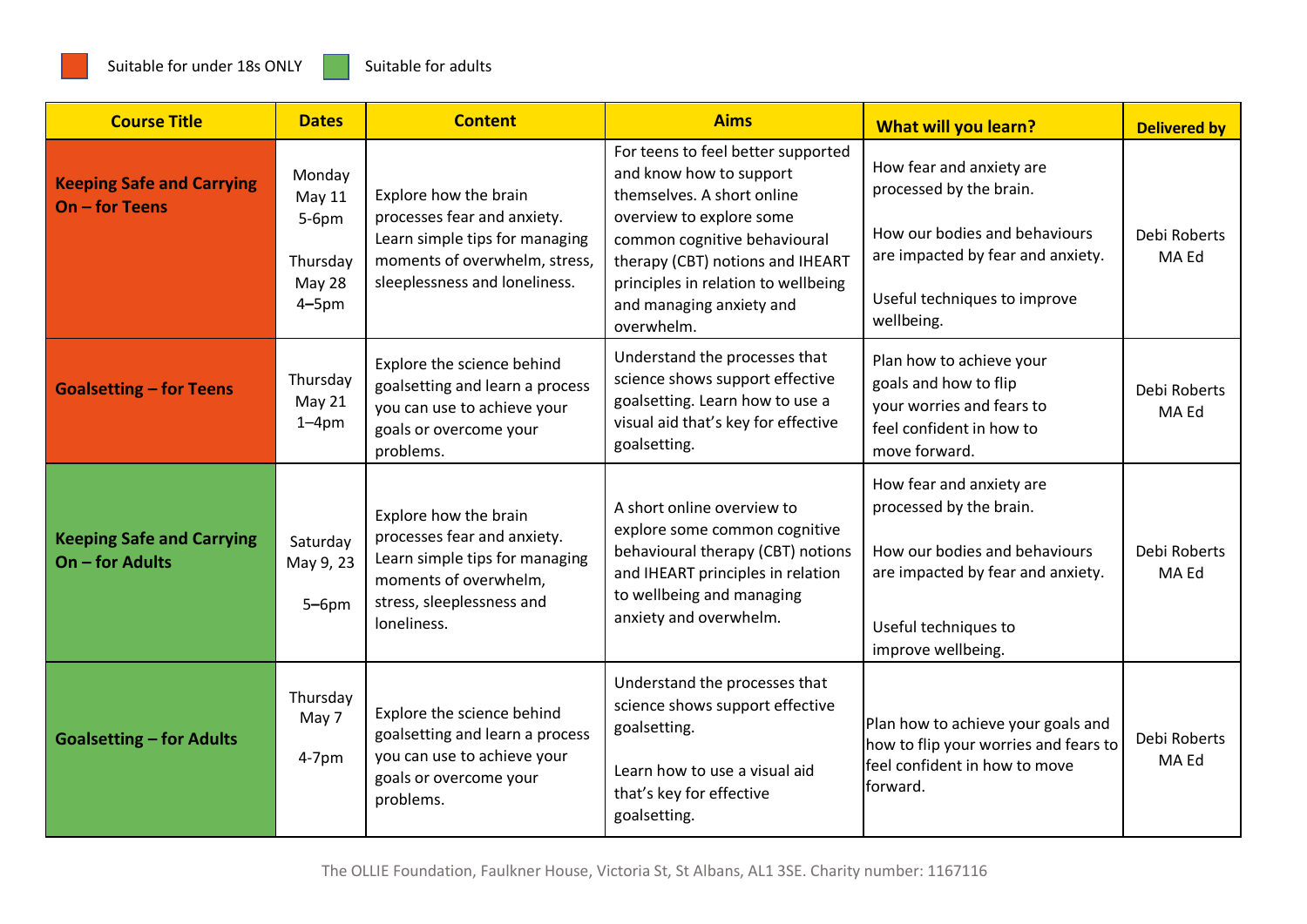Suitable for under 18s ONLY | Suitable for adults

| Course Title | Dates | Content | Aims | What will you learn? | Delivered by |
|---|---|---|---|---|---|
| **Keeping Safe and Carrying On – for Teens** | Monday May 11 5-6pm<br><br>Thursday May 28 4–5pm | Explore how the brain processes fear and anxiety. Learn simple tips for managing moments of overwhelm, stress, sleeplessness and loneliness. | For teens to feel better supported and know how to support themselves. A short online overview to explore some common cognitive behavioural therapy (CBT) notions and IHEART principles in relation to wellbeing and managing anxiety and overwhelm. | How fear and anxiety are processed by the brain.<br><br>How our bodies and behaviours are impacted by fear and anxiety.<br><br>Useful techniques to improve wellbeing. | Debi Roberts MA Ed |
| **Goalsetting – for Teens** | Thursday May 21 1–4pm | Explore the science behind goalsetting and learn a process you can use to achieve your goals or overcome your problems. | Understand the processes that science shows support effective goalsetting. Learn how to use a visual aid that's key for effective goalsetting. | Plan how to achieve your goals and how to flip your worries and fears to feel confident in how to move forward. | Debi Roberts MA Ed |
| **Keeping Safe and Carrying On – for Adults** | Saturday May 9, 23<br><br>5–6pm | Explore how the brain processes fear and anxiety. Learn simple tips for managing moments of overwhelm, stress, sleeplessness and loneliness. | A short online overview to explore some common cognitive behavioural therapy (CBT) notions and IHEART principles in relation to wellbeing and managing anxiety and overwhelm. | How fear and anxiety are processed by the brain.<br><br>How our bodies and behaviours are impacted by fear and anxiety.<br><br>Useful techniques to improve wellbeing. | Debi Roberts MA Ed |
| **Goalsetting – for Adults** | Thursday May 7<br><br>4-7pm | Explore the science behind goalsetting and learn a process you can use to achieve your goals or overcome your problems. | Understand the processes that science shows support effective goalsetting.<br><br>Learn how to use a visual aid that's key for effective goalsetting. | Plan how to achieve your goals and how to flip your worries and fears to feel confident in how to move forward. | Debi Roberts MA Ed |

The OLLIE Foundation, Faulkner House, Victoria St, St Albans, AL1 3SE. Charity number: 1167116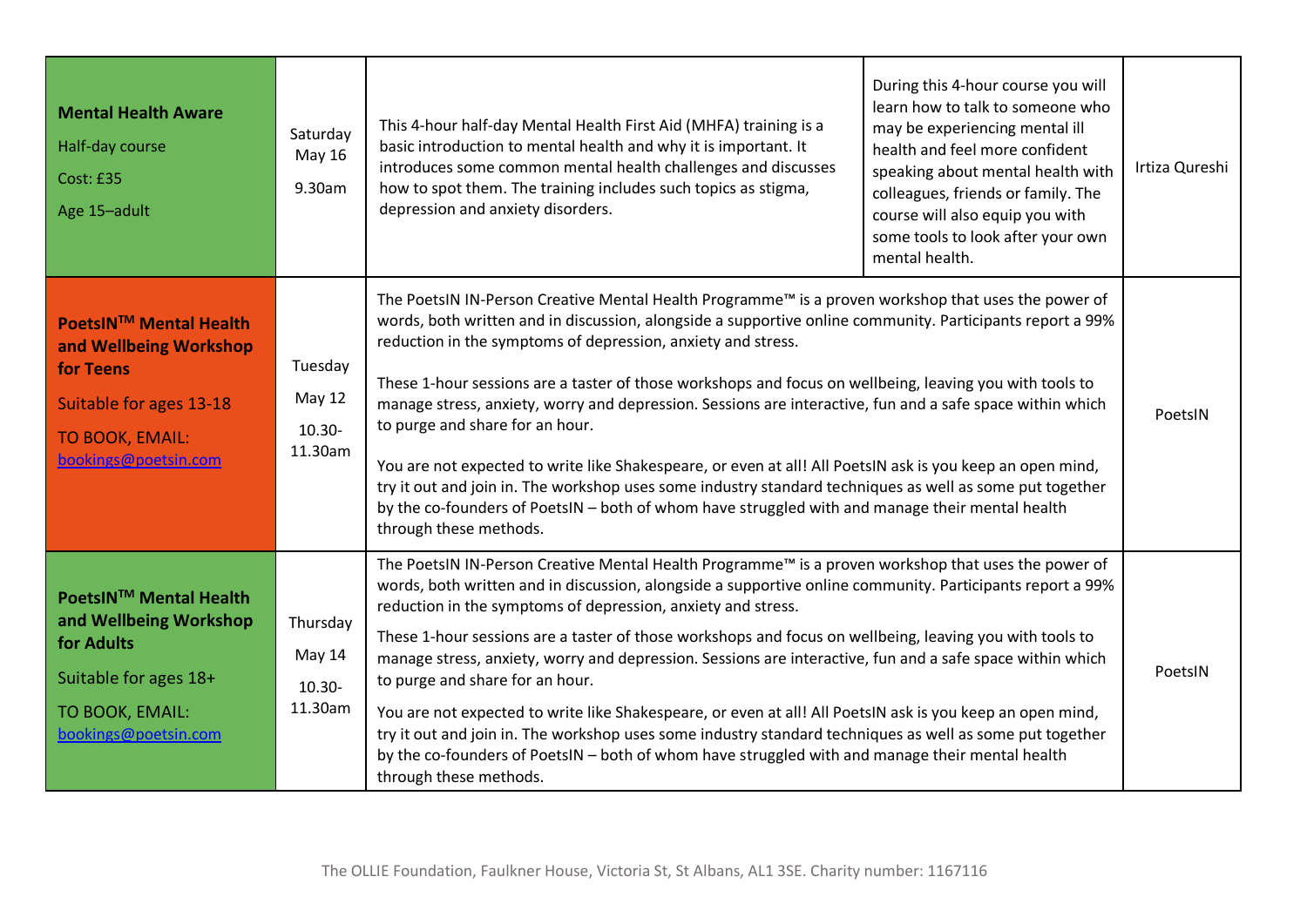| | | | | |
|---|---|---|---|---|
| **Mental Health Aware**<br>Half-day course<br>Cost: £35<br>Age 15–adult | Saturday<br>May 16<br>9.30am | This 4-hour half-day Mental Health First Aid (MHFA) training is a basic introduction to mental health and why it is important. It introduces some common mental health challenges and discusses how to spot them. The training includes such topics as stigma, depression and anxiety disorders. | During this 4-hour course you will learn how to talk to someone who may be experiencing mental ill health and feel more confident speaking about mental health with colleagues, friends or family. The course will also equip you with some tools to look after your own mental health. | Irtiza Qureshi |
| **PoetsIN™ Mental Health and Wellbeing Workshop for Teens**<br>Suitable for ages 13-18<br>TO BOOK, EMAIL:<br>bookings@poetsin.com | Tuesday<br>May 12<br>10.30-11.30am | The PoetsIN IN-Person Creative Mental Health Programme™ is a proven workshop that uses the power of words, both written and in discussion, alongside a supportive online community. Participants report a 99% reduction in the symptoms of depression, anxiety and stress.<br><br>These 1-hour sessions are a taster of those workshops and focus on wellbeing, leaving you with tools to manage stress, anxiety, worry and depression. Sessions are interactive, fun and a safe space within which to purge and share for an hour.<br><br>You are not expected to write like Shakespeare, or even at all! All PoetsIN ask is you keep an open mind, try it out and join in. The workshop uses some industry standard techniques as well as some put together by the co-founders of PoetsIN – both of whom have struggled with and manage their mental health through these methods. | | PoetsIN |
| **PoetsIN™ Mental Health and Wellbeing Workshop for Adults**<br>Suitable for ages 18+<br>TO BOOK, EMAIL:<br>bookings@poetsin.com | Thursday<br>May 14<br>10.30-11.30am | The PoetsIN IN-Person Creative Mental Health Programme™ is a proven workshop that uses the power of words, both written and in discussion, alongside a supportive online community. Participants report a 99% reduction in the symptoms of depression, anxiety and stress.<br><br>These 1-hour sessions are a taster of those workshops and focus on wellbeing, leaving you with tools to manage stress, anxiety, worry and depression. Sessions are interactive, fun and a safe space within which to purge and share for an hour.<br><br>You are not expected to write like Shakespeare, or even at all! All PoetsIN ask is you keep an open mind, try it out and join in. The workshop uses some industry standard techniques as well as some put together by the co-founders of PoetsIN – both of whom have struggled with and manage their mental health through these methods. | | PoetsIN |

The OLLIE Foundation, Faulkner House, Victoria St, St Albans, AL1 3SE. Charity number: 1167116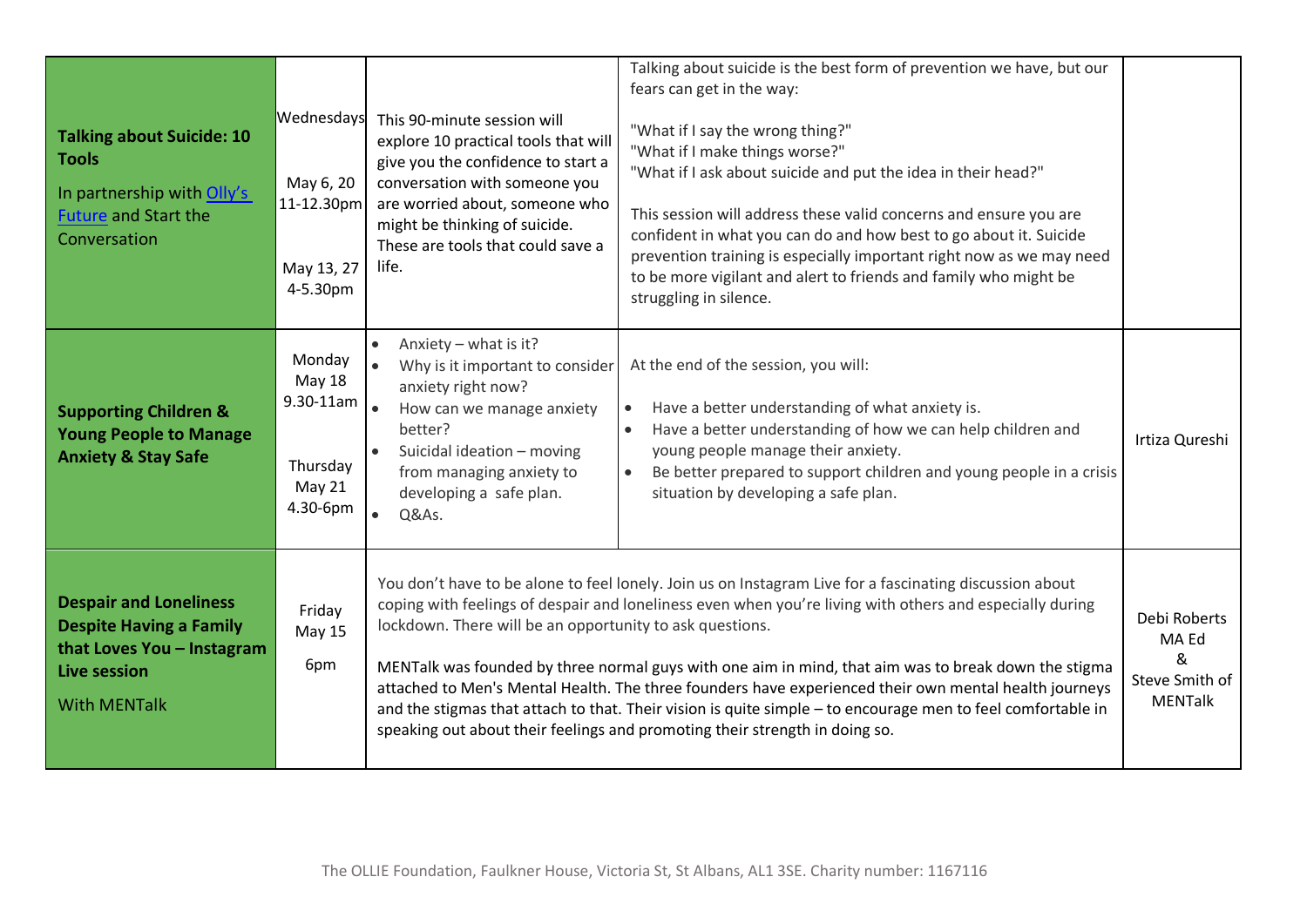| | | | | |
|---|---|---|---|---|
| **Talking about Suicide: 10 Tools**<br><br>In partnership with [Olly's Future](#) and Start the Conversation | Wednesdays<br><br>May 6, 20<br>11-12.30pm<br><br>May 13, 27<br>4-5.30pm | This 90-minute session will explore 10 practical tools that will give you the confidence to start a conversation with someone you are worried about, someone who might be thinking of suicide. These are tools that could save a life. | Talking about suicide is the best form of prevention we have, but our fears can get in the way:<br><br>"What if I say the wrong thing?"<br>"What if I make things worse?"<br>"What if I ask about suicide and put the idea in their head?"<br><br>This session will address these valid concerns and ensure you are confident in what you can do and how best to go about it. Suicide prevention training is especially important right now as we may need to be more vigilant and alert to friends and family who might be struggling in silence. | |
| **Supporting Children & Young People to Manage Anxiety & Stay Safe** | Monday<br>May 18<br>9.30-11am<br><br>Thursday<br>May 21<br>4.30-6pm | • Anxiety – what is it?<br>• Why is it important to consider anxiety right now?<br>• How can we manage anxiety better?<br>• Suicidal ideation – moving from managing anxiety to developing a safe plan.<br>• Q&As. | At the end of the session, you will:<br><br>• Have a better understanding of what anxiety is.<br>• Have a better understanding of how we can help children and young people manage their anxiety.<br>• Be better prepared to support children and young people in a crisis situation by developing a safe plan. | Irtiza Qureshi |
| **Despair and Loneliness Despite Having a Family that Loves You – Instagram Live session**<br><br>With MENTalk | Friday<br>May 15<br><br>6pm | You don't have to be alone to feel lonely. Join us on Instagram Live for a fascinating discussion about coping with feelings of despair and loneliness even when you're living with others and especially during lockdown. There will be an opportunity to ask questions.<br><br>MENTalk was founded by three normal guys with one aim in mind, that aim was to break down the stigma attached to Men's Mental Health. The three founders have experienced their own mental health journeys and the stigmas that attach to that. Their vision is quite simple – to encourage men to feel comfortable in speaking out about their feelings and promoting their strength in doing so. | | Debi Roberts MA Ed<br>&<br>Steve Smith of MENTalk |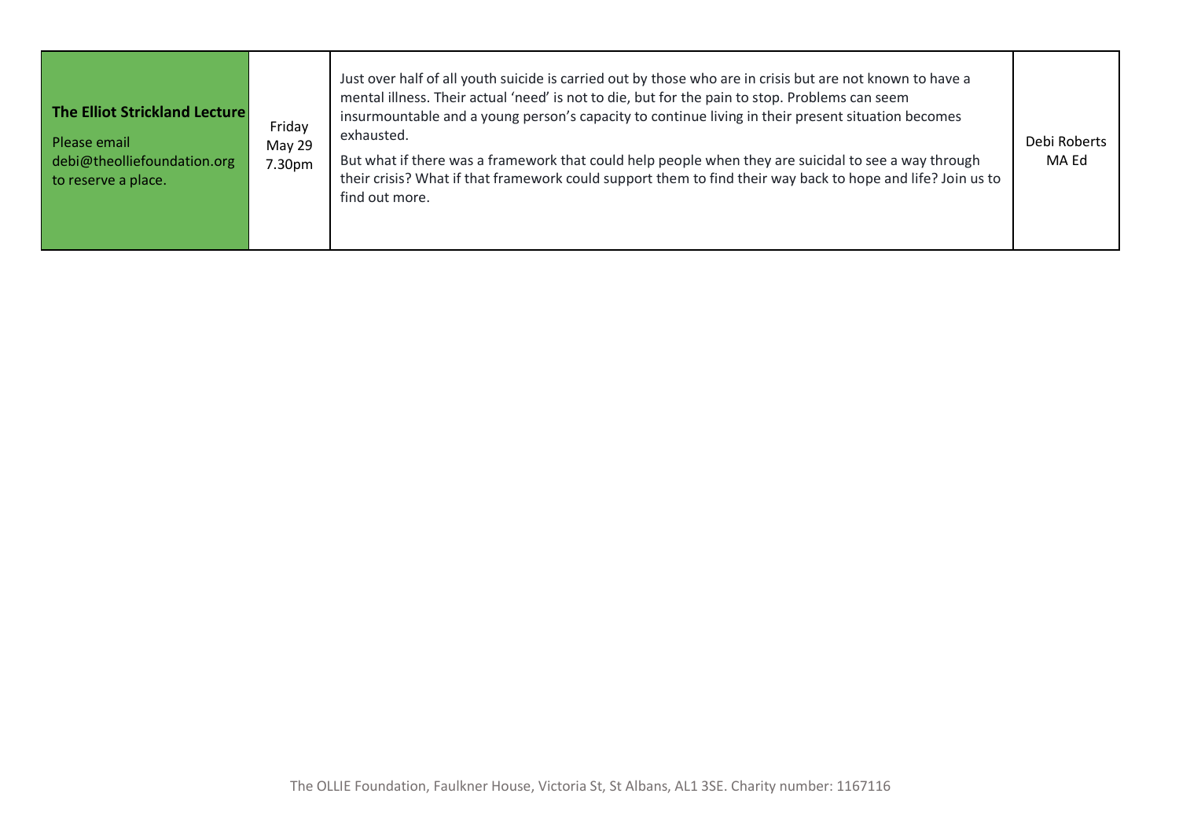| | | | |
|---|---|---|---|
| **The Elliot Strickland Lecture**<br><br>Please email debi@theolliefoundation.org to reserve a place. | Friday May 29 7.30pm | Just over half of all youth suicide is carried out by those who are in crisis but are not known to have a mental illness. Their actual 'need' is not to die, but for the pain to stop. Problems can seem insurmountable and a young person's capacity to continue living in their present situation becomes exhausted.<br><br>But what if there was a framework that could help people when they are suicidal to see a way through their crisis? What if that framework could support them to find their way back to hope and life? Join us to find out more. | Debi Roberts MA Ed |

The OLLIE Foundation, Faulkner House, Victoria St, St Albans, AL1 3SE. Charity number: 1167116